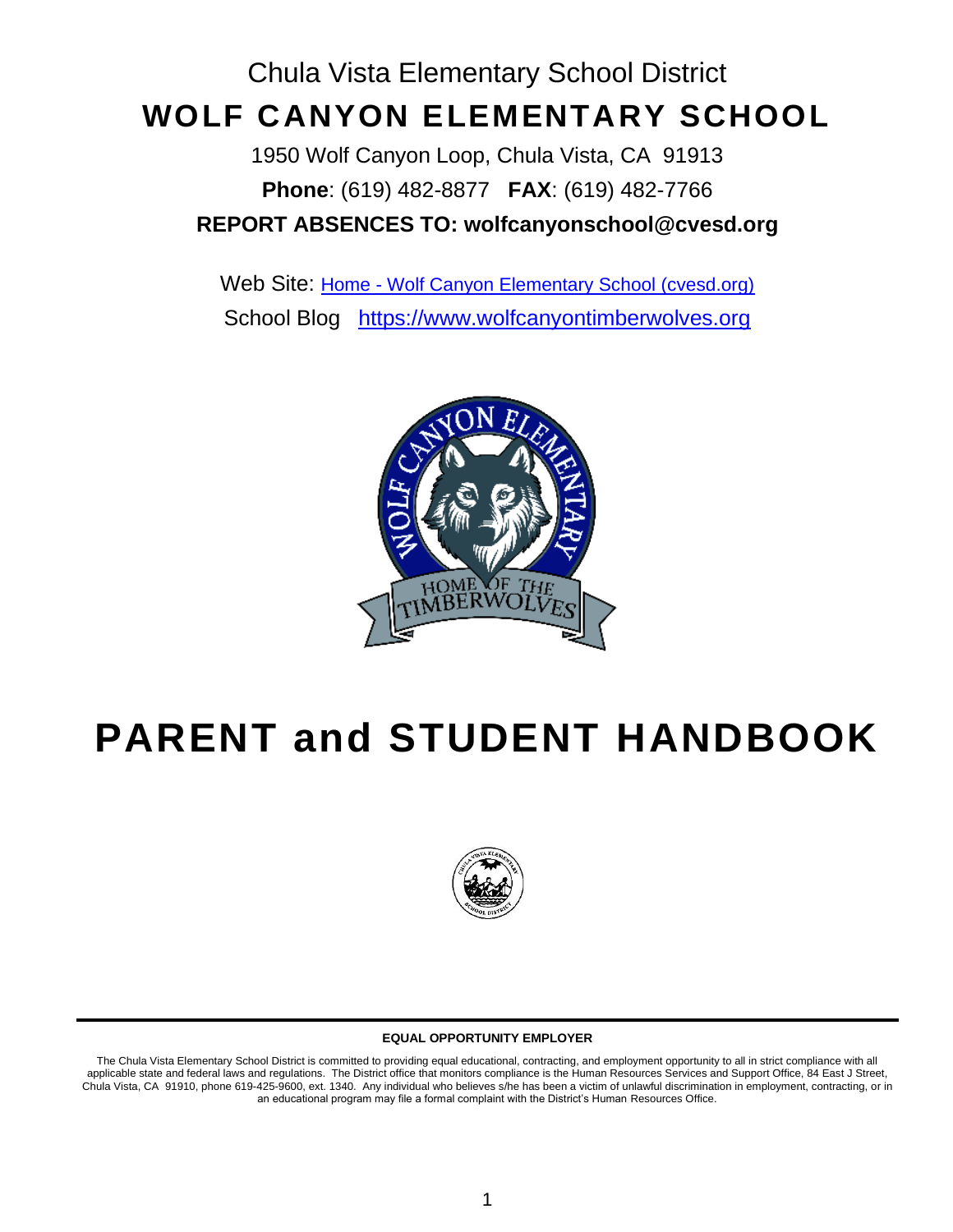Chula Vista Elementary School District

# WOLF CANYON ELEMENTARY SCHOOL

1950 Wolf Canyon Loop, Chula Vista, CA 91913

**Phone**: (619) 482-8877 **FAX**: (619) 482-7766

**REPORT ABSENCES TO: wolfcanyonschool@cvesd.org**

Web Site: [Home - Wolf Canyon Elementary School (cvesd.org)]()

School Blog [https://www.wolfcanyontimberwolves.org](https://www.wolfcanyontimberwolves.org)

# PARENT and STUDENT HANDBOOK

**EQUAL OPPORTUNITY EMPLOYER**

The Chula Vista Elementary School District is committed to providing equal educational, contracting, and employment opportunity to all in strict compliance with all applicable state and federal laws and regulations. The District office that monitors compliance is the Human Resources Services and Support Office, 84 East J Street, Chula Vista, CA 91910, phone 619-425-9600, ext. 1340. Any individual who believes s/he has been a victim of unlawful discrimination in employment, contracting, or in an educational program may file a formal complaint with the District's Human Resources Office.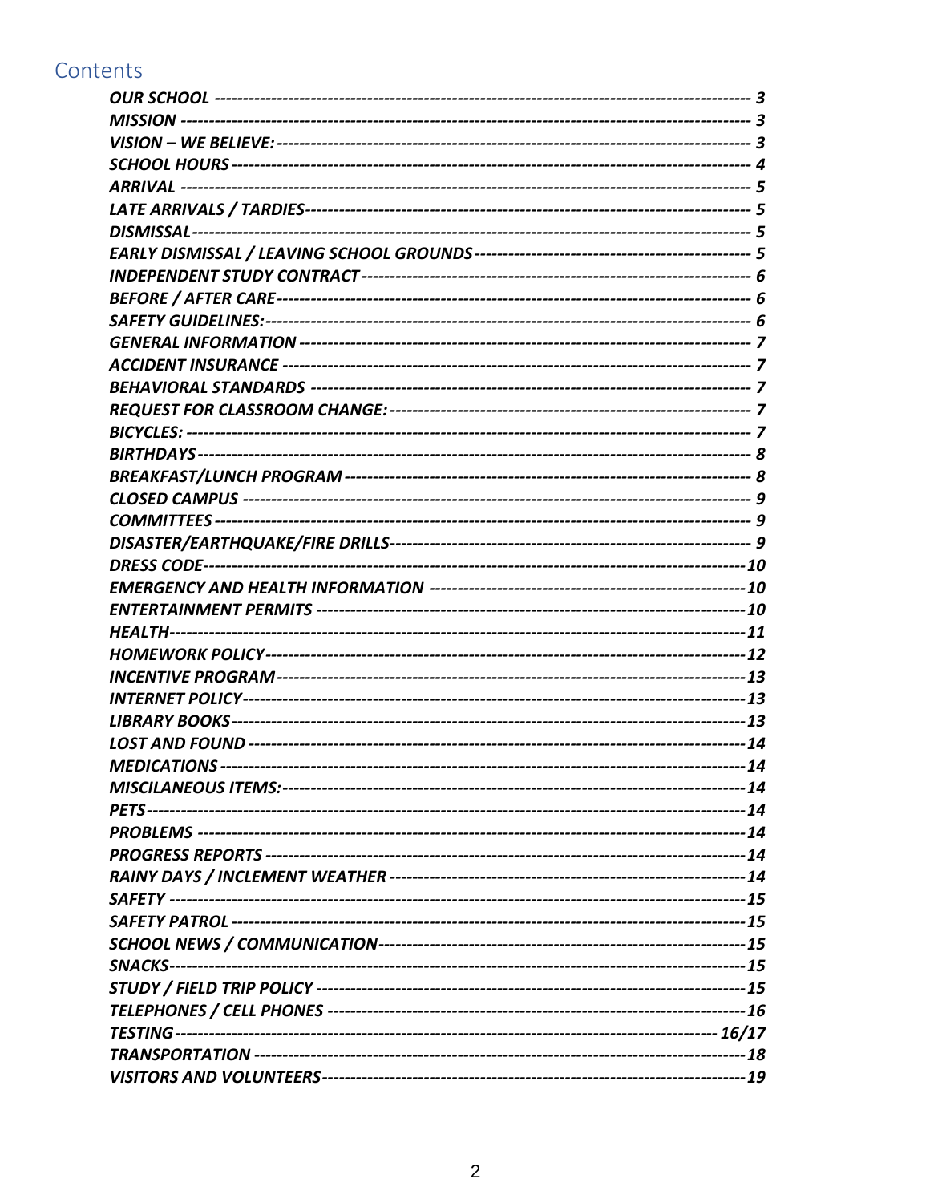# Contents

| Section | Page |
| --- | --- |
| *OUR SCHOOL* | *3* |
| *MISSION* | *3* |
| *VISION – WE BELIEVE:* | *3* |
| *SCHOOL HOURS* | *4* |
| *ARRIVAL* | *5* |
| *LATE ARRIVALS / TARDIES* | *5* |
| *DISMISSAL* | *5* |
| *EARLY DISMISSAL / LEAVING SCHOOL GROUNDS* | *5* |
| *INDEPENDENT STUDY CONTRACT* | *6* |
| *BEFORE / AFTER CARE* | *6* |
| *SAFETY GUIDELINES:* | *6* |
| *GENERAL INFORMATION* | *7* |
| *ACCIDENT INSURANCE* | *7* |
| *BEHAVIORAL STANDARDS* | *7* |
| *REQUEST FOR CLASSROOM CHANGE:* | *7* |
| *BICYCLES:* | *7* |
| *BIRTHDAYS* | *8* |
| *BREAKFAST/LUNCH PROGRAM* | *8* |
| *CLOSED CAMPUS* | *9* |
| *COMMITTEES* | *9* |
| *DISASTER/EARTHQUAKE/FIRE DRILLS* | *9* |
| *DRESS CODE* | *10* |
| *EMERGENCY AND HEALTH INFORMATION* | *10* |
| *ENTERTAINMENT PERMITS* | *10* |
| *HEALTH* | *11* |
| *HOMEWORK POLICY* | *12* |
| *INCENTIVE PROGRAM* | *13* |
| *INTERNET POLICY* | *13* |
| *LIBRARY BOOKS* | *13* |
| *LOST AND FOUND* | *14* |
| *MEDICATIONS* | *14* |
| *MISCILANEOUS ITEMS:* | *14* |
| *PETS* | *14* |
| *PROBLEMS* | *14* |
| *PROGRESS REPORTS* | *14* |
| *RAINY DAYS / INCLEMENT WEATHER* | *14* |
| *SAFETY* | *15* |
| *SAFETY PATROL* | *15* |
| *SCHOOL NEWS / COMMUNICATION* | *15* |
| *SNACKS* | *15* |
| *STUDY / FIELD TRIP POLICY* | *15* |
| *TELEPHONES / CELL PHONES* | *16* |
| *TESTING* | *16/17* |
| *TRANSPORTATION* | *18* |
| *VISITORS AND VOLUNTEERS* | *19* |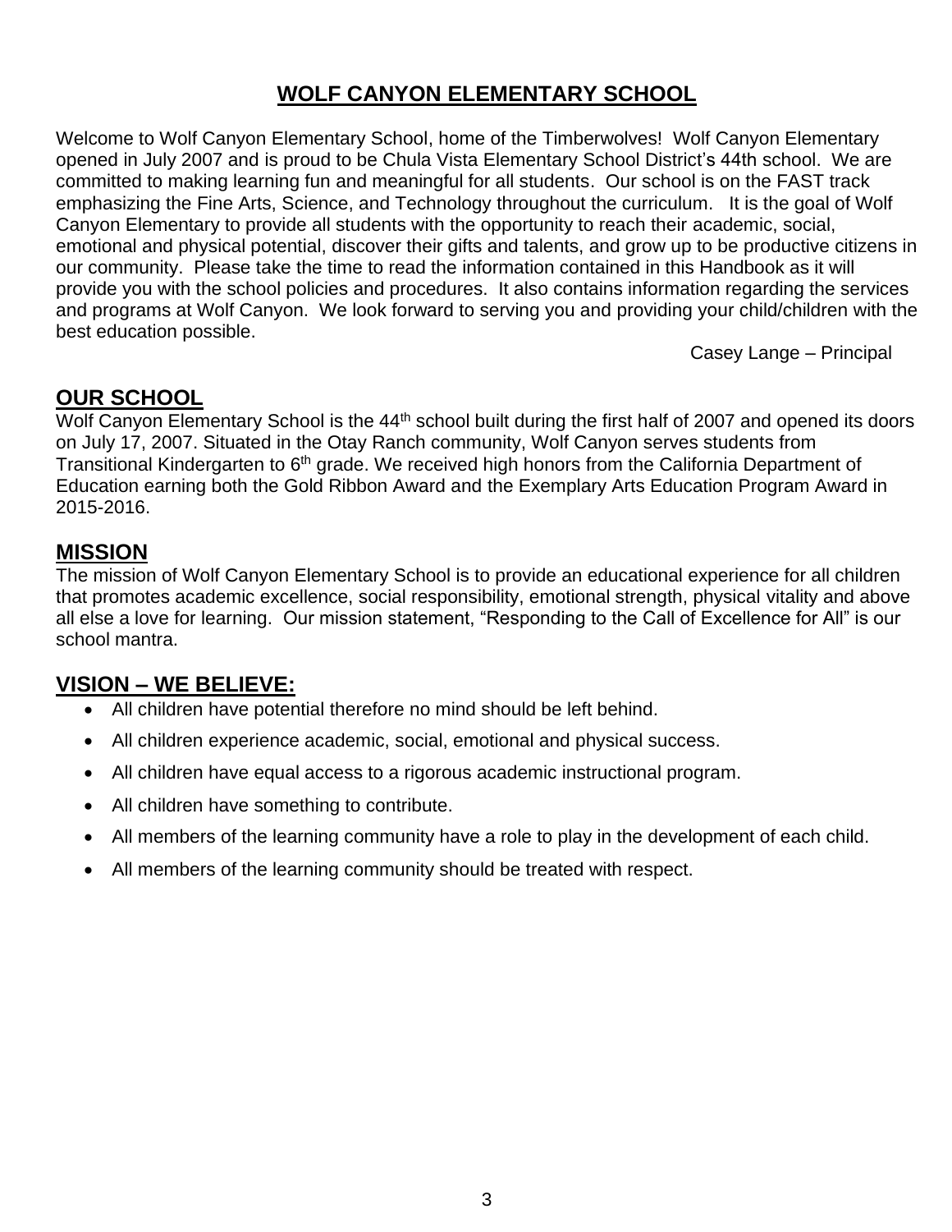# WOLF CANYON ELEMENTARY SCHOOL

Welcome to Wolf Canyon Elementary School, home of the Timberwolves! Wolf Canyon Elementary opened in July 2007 and is proud to be Chula Vista Elementary School District's 44th school. We are committed to making learning fun and meaningful for all students. Our school is on the FAST track emphasizing the Fine Arts, Science, and Technology throughout the curriculum. It is the goal of Wolf Canyon Elementary to provide all students with the opportunity to reach their academic, social, emotional and physical potential, discover their gifts and talents, and grow up to be productive citizens in our community. Please take the time to read the information contained in this Handbook as it will provide you with the school policies and procedures. It also contains information regarding the services and programs at Wolf Canyon. We look forward to serving you and providing your child/children with the best education possible.

Casey Lange – Principal

## OUR SCHOOL

Wolf Canyon Elementary School is the 44th school built during the first half of 2007 and opened its doors on July 17, 2007. Situated in the Otay Ranch community, Wolf Canyon serves students from Transitional Kindergarten to 6th grade. We received high honors from the California Department of Education earning both the Gold Ribbon Award and the Exemplary Arts Education Program Award in 2015-2016.

## MISSION

The mission of Wolf Canyon Elementary School is to provide an educational experience for all children that promotes academic excellence, social responsibility, emotional strength, physical vitality and above all else a love for learning. Our mission statement, "Responding to the Call of Excellence for All" is our school mantra.

## VISION – WE BELIEVE:

- All children have potential therefore no mind should be left behind.
- All children experience academic, social, emotional and physical success.
- All children have equal access to a rigorous academic instructional program.
- All children have something to contribute.
- All members of the learning community have a role to play in the development of each child.
- All members of the learning community should be treated with respect.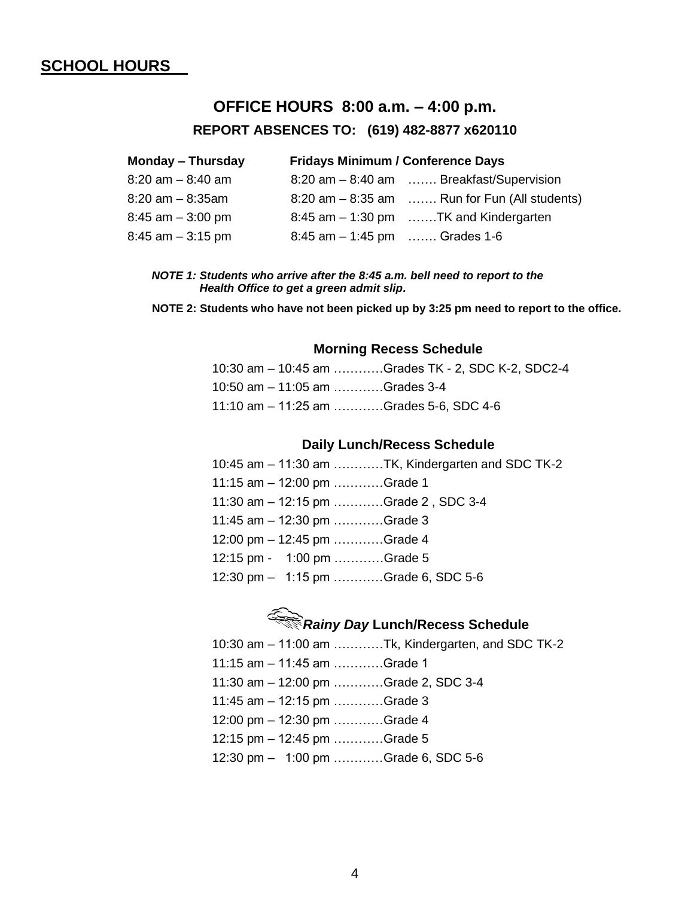## SCHOOL HOURS

### OFFICE HOURS 8:00 a.m. – 4:00 p.m.

**REPORT ABSENCES TO: (619) 482-8877 x620110**

| Monday – Thursday | Fridays Minimum / Conference Days | |
|---|---|---|
| 8:20 am – 8:40 am | 8:20 am – 8:40 am | ……. Breakfast/Supervision |
| 8:20 am – 8:35am | 8:20 am – 8:35 am | ……. Run for Fun (All students) |
| 8:45 am – 3:00 pm | 8:45 am – 1:30 pm | …….TK and Kindergarten |
| 8:45 am – 3:15 pm | 8:45 am – 1:45 pm | ……. Grades 1-6 |

***NOTE 1: Students who arrive after the 8:45 a.m. bell need to report to the Health Office to get a green admit slip.***

**NOTE 2: Students who have not been picked up by 3:25 pm need to report to the office.**

**Morning Recess Schedule**

10:30 am – 10:45 am …………Grades TK - 2, SDC K-2, SDC2-4
10:50 am – 11:05 am …………Grades 3-4
11:10 am – 11:25 am …………Grades 5-6, SDC 4-6

**Daily Lunch/Recess Schedule**

10:45 am – 11:30 am …………TK, Kindergarten and SDC TK-2
11:15 am – 12:00 pm …………Grade 1
11:30 am – 12:15 pm …………Grade 2 , SDC 3-4
11:45 am – 12:30 pm …………Grade 3
12:00 pm – 12:45 pm …………Grade 4
12:15 pm - 1:00 pm …………Grade 5
12:30 pm – 1:15 pm …………Grade 6, SDC 5-6

***Rainy Day* Lunch/Recess Schedule**

10:30 am – 11:00 am …………Tk, Kindergarten, and SDC TK-2
11:15 am – 11:45 am …………Grade 1
11:30 am – 12:00 pm …………Grade 2, SDC 3-4
11:45 am – 12:15 pm …………Grade 3
12:00 pm – 12:30 pm …………Grade 4
12:15 pm – 12:45 pm …………Grade 5
12:30 pm – 1:00 pm …………Grade 6, SDC 5-6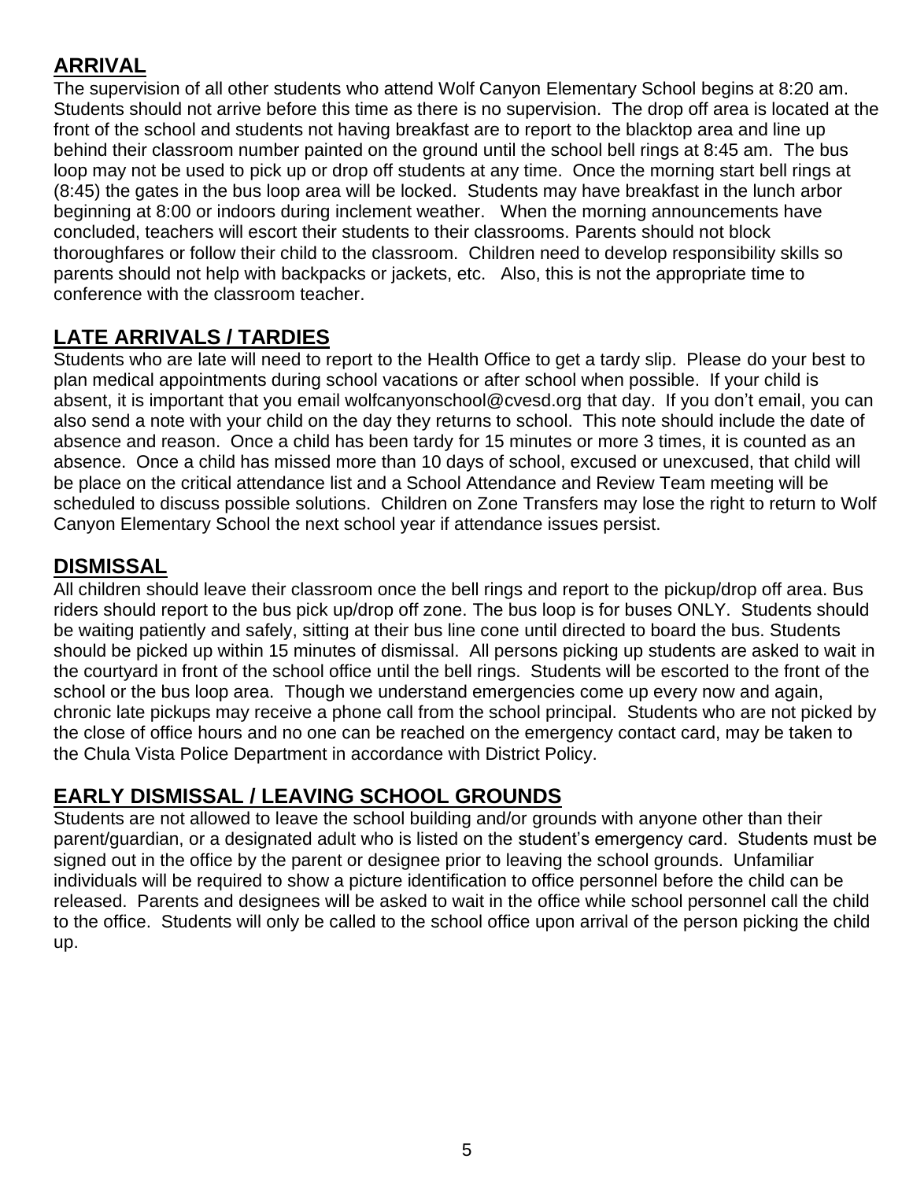## ARRIVAL

The supervision of all other students who attend Wolf Canyon Elementary School begins at 8:20 am. Students should not arrive before this time as there is no supervision. The drop off area is located at the front of the school and students not having breakfast are to report to the blacktop area and line up behind their classroom number painted on the ground until the school bell rings at 8:45 am. The bus loop may not be used to pick up or drop off students at any time. Once the morning start bell rings at (8:45) the gates in the bus loop area will be locked. Students may have breakfast in the lunch arbor beginning at 8:00 or indoors during inclement weather. When the morning announcements have concluded, teachers will escort their students to their classrooms. Parents should not block thoroughfares or follow their child to the classroom. Children need to develop responsibility skills so parents should not help with backpacks or jackets, etc. Also, this is not the appropriate time to conference with the classroom teacher.

## LATE ARRIVALS / TARDIES

Students who are late will need to report to the Health Office to get a tardy slip. Please do your best to plan medical appointments during school vacations or after school when possible. If your child is absent, it is important that you email wolfcanyonschool@cvesd.org that day. If you don't email, you can also send a note with your child on the day they returns to school. This note should include the date of absence and reason. Once a child has been tardy for 15 minutes or more 3 times, it is counted as an absence. Once a child has missed more than 10 days of school, excused or unexcused, that child will be place on the critical attendance list and a School Attendance and Review Team meeting will be scheduled to discuss possible solutions. Children on Zone Transfers may lose the right to return to Wolf Canyon Elementary School the next school year if attendance issues persist.

## DISMISSAL

All children should leave their classroom once the bell rings and report to the pickup/drop off area. Bus riders should report to the bus pick up/drop off zone. The bus loop is for buses ONLY. Students should be waiting patiently and safely, sitting at their bus line cone until directed to board the bus. Students should be picked up within 15 minutes of dismissal. All persons picking up students are asked to wait in the courtyard in front of the school office until the bell rings. Students will be escorted to the front of the school or the bus loop area. Though we understand emergencies come up every now and again, chronic late pickups may receive a phone call from the school principal. Students who are not picked by the close of office hours and no one can be reached on the emergency contact card, may be taken to the Chula Vista Police Department in accordance with District Policy.

## EARLY DISMISSAL / LEAVING SCHOOL GROUNDS

Students are not allowed to leave the school building and/or grounds with anyone other than their parent/guardian, or a designated adult who is listed on the student's emergency card. Students must be signed out in the office by the parent or designee prior to leaving the school grounds. Unfamiliar individuals will be required to show a picture identification to office personnel before the child can be released. Parents and designees will be asked to wait in the office while school personnel call the child to the office. Students will only be called to the school office upon arrival of the person picking the child up.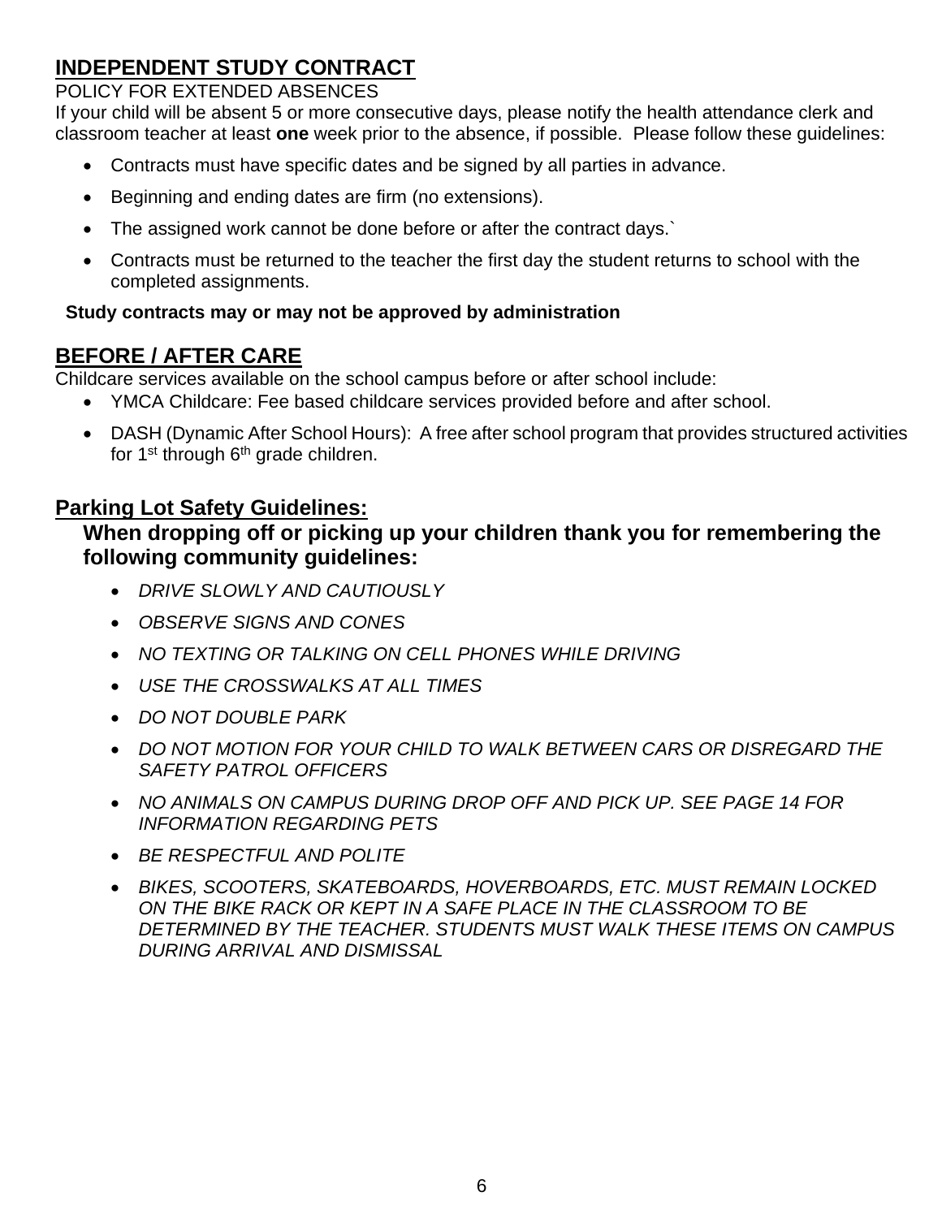## INDEPENDENT STUDY CONTRACT

POLICY FOR EXTENDED ABSENCES

If your child will be absent 5 or more consecutive days, please notify the health attendance clerk and classroom teacher at least **one** week prior to the absence, if possible. Please follow these guidelines:

- Contracts must have specific dates and be signed by all parties in advance.
- Beginning and ending dates are firm (no extensions).
- The assigned work cannot be done before or after the contract days.`
- Contracts must be returned to the teacher the first day the student returns to school with the completed assignments.

**Study contracts may or may not be approved by administration**

## BEFORE / AFTER CARE

Childcare services available on the school campus before or after school include:

- YMCA Childcare: Fee based childcare services provided before and after school.
- DASH (Dynamic After School Hours): A free after school program that provides structured activities for 1st through 6th grade children.

## Parking Lot Safety Guidelines:

**When dropping off or picking up your children thank you for remembering the following community guidelines:**

- *DRIVE SLOWLY AND CAUTIOUSLY*
- *OBSERVE SIGNS AND CONES*
- *NO TEXTING OR TALKING ON CELL PHONES WHILE DRIVING*
- *USE THE CROSSWALKS AT ALL TIMES*
- *DO NOT DOUBLE PARK*
- *DO NOT MOTION FOR YOUR CHILD TO WALK BETWEEN CARS OR DISREGARD THE SAFETY PATROL OFFICERS*
- *NO ANIMALS ON CAMPUS DURING DROP OFF AND PICK UP. SEE PAGE 14 FOR INFORMATION REGARDING PETS*
- *BE RESPECTFUL AND POLITE*
- *BIKES, SCOOTERS, SKATEBOARDS, HOVERBOARDS, ETC. MUST REMAIN LOCKED ON THE BIKE RACK OR KEPT IN A SAFE PLACE IN THE CLASSROOM TO BE DETERMINED BY THE TEACHER. STUDENTS MUST WALK THESE ITEMS ON CAMPUS DURING ARRIVAL AND DISMISSAL*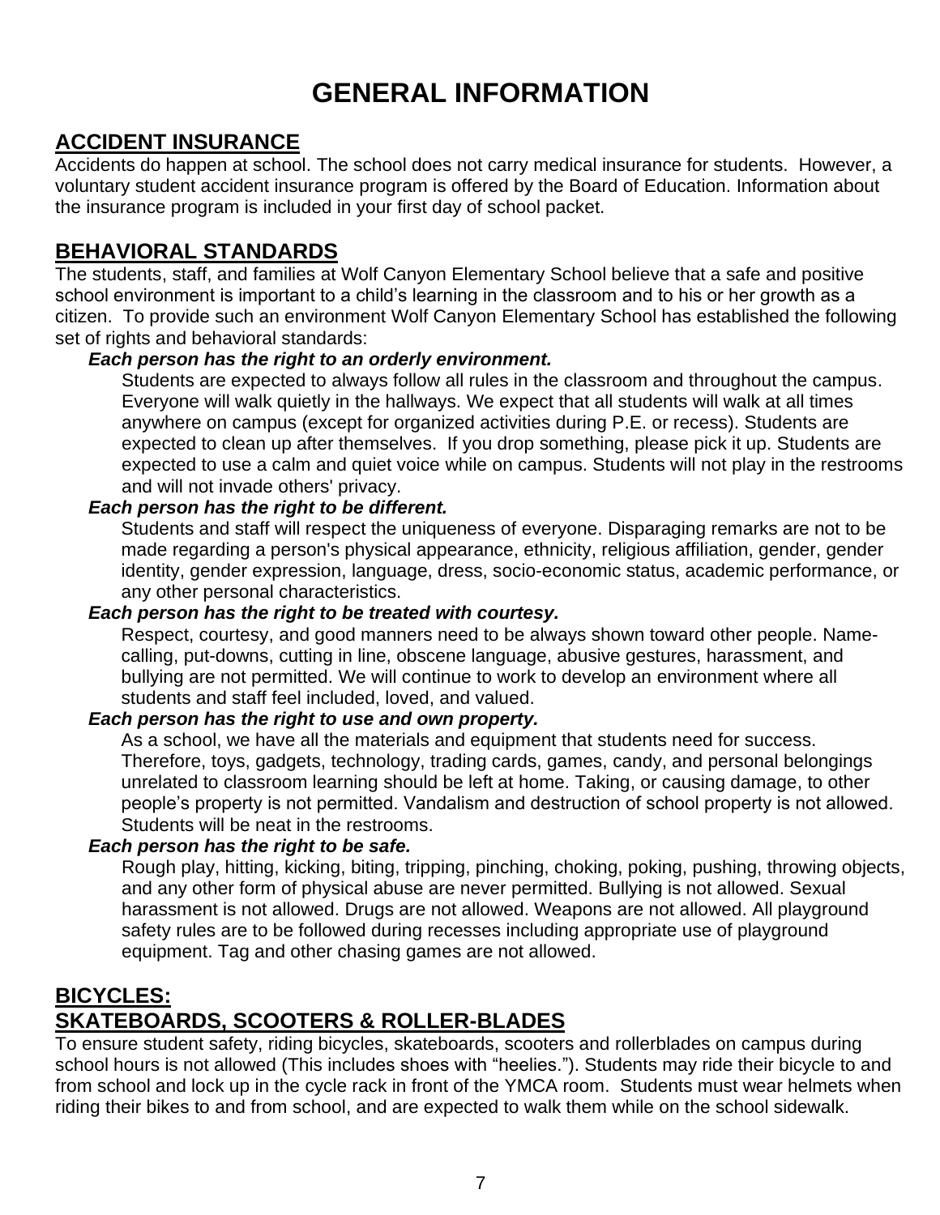# GENERAL INFORMATION

## ACCIDENT INSURANCE

Accidents do happen at school. The school does not carry medical insurance for students. However, a voluntary student accident insurance program is offered by the Board of Education. Information about the insurance program is included in your first day of school packet.

## BEHAVIORAL STANDARDS

The students, staff, and families at Wolf Canyon Elementary School believe that a safe and positive school environment is important to a child's learning in the classroom and to his or her growth as a citizen. To provide such an environment Wolf Canyon Elementary School has established the following set of rights and behavioral standards:

***Each person has the right to an orderly environment.***

Students are expected to always follow all rules in the classroom and throughout the campus. Everyone will walk quietly in the hallways. We expect that all students will walk at all times anywhere on campus (except for organized activities during P.E. or recess). Students are expected to clean up after themselves. If you drop something, please pick it up. Students are expected to use a calm and quiet voice while on campus. Students will not play in the restrooms and will not invade others' privacy.

***Each person has the right to be different.***

Students and staff will respect the uniqueness of everyone. Disparaging remarks are not to be made regarding a person's physical appearance, ethnicity, religious affiliation, gender, gender identity, gender expression, language, dress, socio-economic status, academic performance, or any other personal characteristics.

***Each person has the right to be treated with courtesy.***

Respect, courtesy, and good manners need to be always shown toward other people. Name-calling, put-downs, cutting in line, obscene language, abusive gestures, harassment, and bullying are not permitted. We will continue to work to develop an environment where all students and staff feel included, loved, and valued.

***Each person has the right to use and own property.***

As a school, we have all the materials and equipment that students need for success. Therefore, toys, gadgets, technology, trading cards, games, candy, and personal belongings unrelated to classroom learning should be left at home. Taking, or causing damage, to other people's property is not permitted. Vandalism and destruction of school property is not allowed. Students will be neat in the restrooms.

***Each person has the right to be safe.***

Rough play, hitting, kicking, biting, tripping, pinching, choking, poking, pushing, throwing objects, and any other form of physical abuse are never permitted. Bullying is not allowed. Sexual harassment is not allowed. Drugs are not allowed. Weapons are not allowed. All playground safety rules are to be followed during recesses including appropriate use of playground equipment. Tag and other chasing games are not allowed.

## BICYCLES:
## SKATEBOARDS, SCOOTERS & ROLLER-BLADES

To ensure student safety, riding bicycles, skateboards, scooters and rollerblades on campus during school hours is not allowed (This includes shoes with "heelies."). Students may ride their bicycle to and from school and lock up in the cycle rack in front of the YMCA room. Students must wear helmets when riding their bikes to and from school, and are expected to walk them while on the school sidewalk.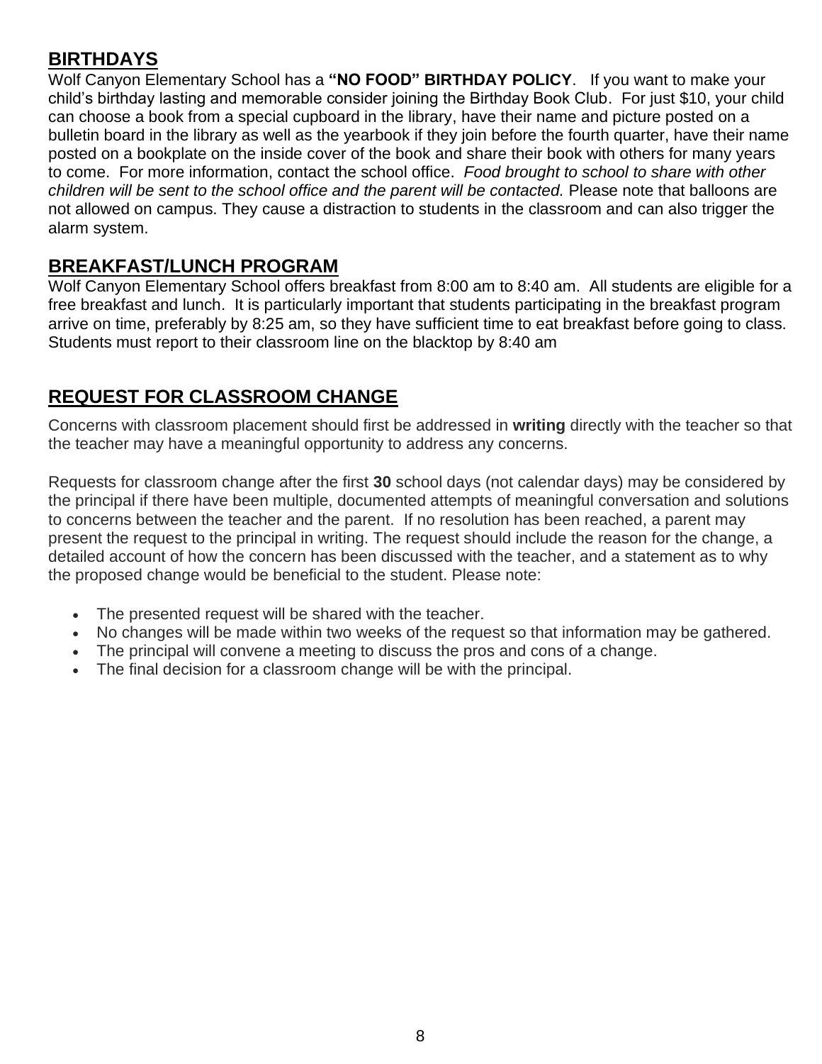## BIRTHDAYS

Wolf Canyon Elementary School has a **"NO FOOD" BIRTHDAY POLICY**. If you want to make your child's birthday lasting and memorable consider joining the Birthday Book Club. For just $10, your child can choose a book from a special cupboard in the library, have their name and picture posted on a bulletin board in the library as well as the yearbook if they join before the fourth quarter, have their name posted on a bookplate on the inside cover of the book and share their book with others for many years to come. For more information, contact the school office. *Food brought to school to share with other children will be sent to the school office and the parent will be contacted.* Please note that balloons are not allowed on campus. They cause a distraction to students in the classroom and can also trigger the alarm system.

## BREAKFAST/LUNCH PROGRAM

Wolf Canyon Elementary School offers breakfast from 8:00 am to 8:40 am. All students are eligible for a free breakfast and lunch. It is particularly important that students participating in the breakfast program arrive on time, preferably by 8:25 am, so they have sufficient time to eat breakfast before going to class. Students must report to their classroom line on the blacktop by 8:40 am

## REQUEST FOR CLASSROOM CHANGE

Concerns with classroom placement should first be addressed in **writing** directly with the teacher so that the teacher may have a meaningful opportunity to address any concerns.

Requests for classroom change after the first **30** school days (not calendar days) may be considered by the principal if there have been multiple, documented attempts of meaningful conversation and solutions to concerns between the teacher and the parent. If no resolution has been reached, a parent may present the request to the principal in writing. The request should include the reason for the change, a detailed account of how the concern has been discussed with the teacher, and a statement as to why the proposed change would be beneficial to the student. Please note:

- The presented request will be shared with the teacher.
- No changes will be made within two weeks of the request so that information may be gathered.
- The principal will convene a meeting to discuss the pros and cons of a change.
- The final decision for a classroom change will be with the principal.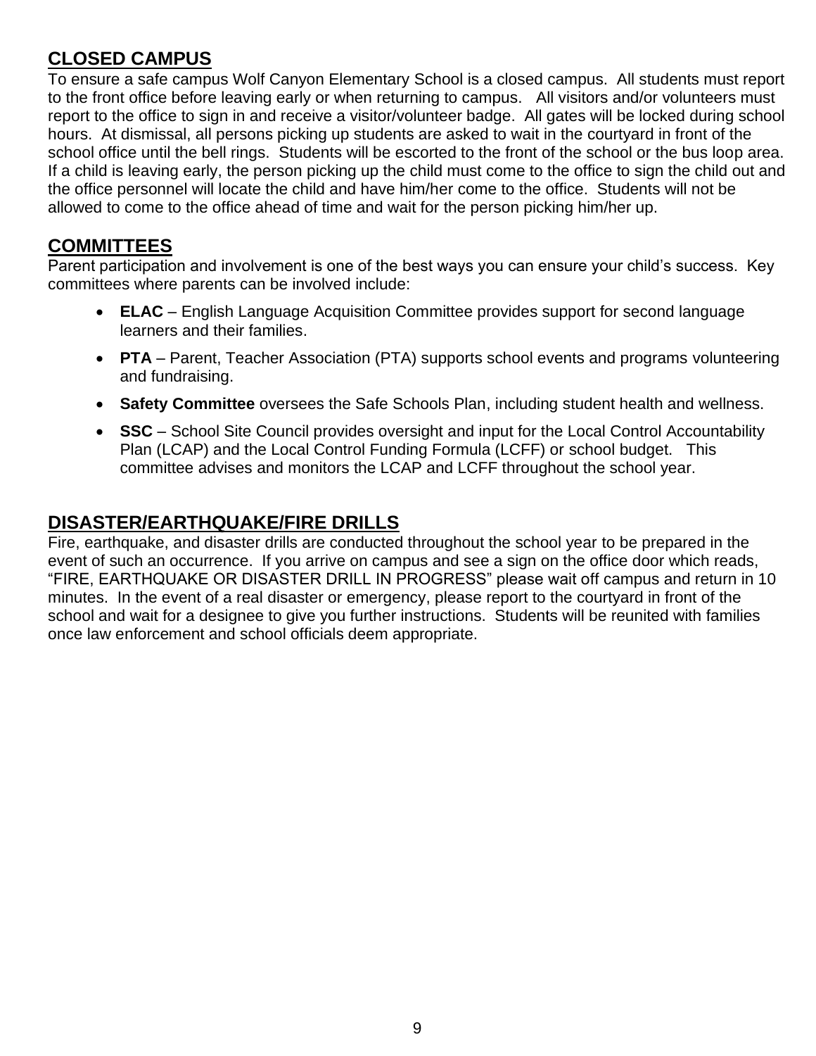## CLOSED CAMPUS

To ensure a safe campus Wolf Canyon Elementary School is a closed campus. All students must report to the front office before leaving early or when returning to campus. All visitors and/or volunteers must report to the office to sign in and receive a visitor/volunteer badge. All gates will be locked during school hours. At dismissal, all persons picking up students are asked to wait in the courtyard in front of the school office until the bell rings. Students will be escorted to the front of the school or the bus loop area. If a child is leaving early, the person picking up the child must come to the office to sign the child out and the office personnel will locate the child and have him/her come to the office. Students will not be allowed to come to the office ahead of time and wait for the person picking him/her up.

## COMMITTEES

Parent participation and involvement is one of the best ways you can ensure your child's success. Key committees where parents can be involved include:

- **ELAC** – English Language Acquisition Committee provides support for second language learners and their families.
- **PTA** – Parent, Teacher Association (PTA) supports school events and programs volunteering and fundraising.
- **Safety Committee** oversees the Safe Schools Plan, including student health and wellness.
- **SSC** – School Site Council provides oversight and input for the Local Control Accountability Plan (LCAP) and the Local Control Funding Formula (LCFF) or school budget. This committee advises and monitors the LCAP and LCFF throughout the school year.

## DISASTER/EARTHQUAKE/FIRE DRILLS

Fire, earthquake, and disaster drills are conducted throughout the school year to be prepared in the event of such an occurrence. If you arrive on campus and see a sign on the office door which reads, "FIRE, EARTHQUAKE OR DISASTER DRILL IN PROGRESS" please wait off campus and return in 10 minutes. In the event of a real disaster or emergency, please report to the courtyard in front of the school and wait for a designee to give you further instructions. Students will be reunited with families once law enforcement and school officials deem appropriate.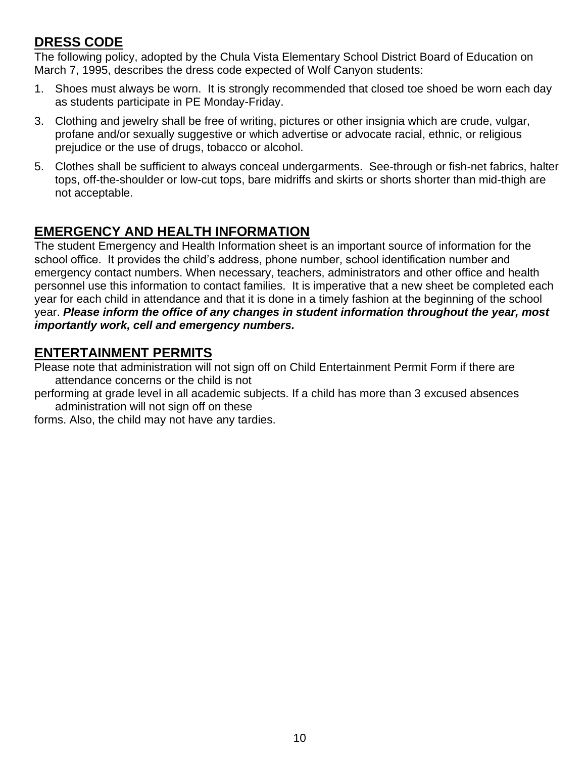## DRESS CODE

The following policy, adopted by the Chula Vista Elementary School District Board of Education on March 7, 1995, describes the dress code expected of Wolf Canyon students:

1. Shoes must always be worn. It is strongly recommended that closed toe shoed be worn each day as students participate in PE Monday-Friday.
3. Clothing and jewelry shall be free of writing, pictures or other insignia which are crude, vulgar, profane and/or sexually suggestive or which advertise or advocate racial, ethnic, or religious prejudice or the use of drugs, tobacco or alcohol.
5. Clothes shall be sufficient to always conceal undergarments. See-through or fish-net fabrics, halter tops, off-the-shoulder or low-cut tops, bare midriffs and skirts or shorts shorter than mid-thigh are not acceptable.

## EMERGENCY AND HEALTH INFORMATION

The student Emergency and Health Information sheet is an important source of information for the school office. It provides the child's address, phone number, school identification number and emergency contact numbers. When necessary, teachers, administrators and other office and health personnel use this information to contact families. It is imperative that a new sheet be completed each year for each child in attendance and that it is done in a timely fashion at the beginning of the school year. ***Please inform the office of any changes in student information throughout the year, most importantly work, cell and emergency numbers.***

## ENTERTAINMENT PERMITS

Please note that administration will not sign off on Child Entertainment Permit Form if there are attendance concerns or the child is not performing at grade level in all academic subjects. If a child has more than 3 excused absences administration will not sign off on these forms. Also, the child may not have any tardies.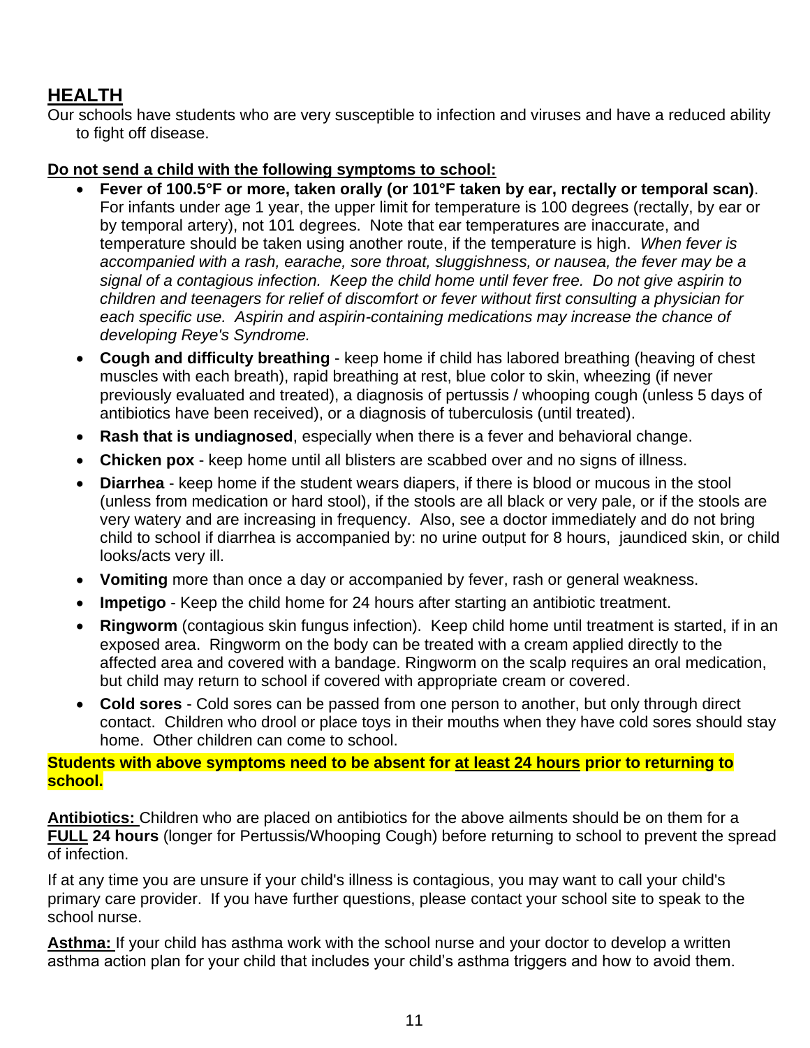## HEALTH

Our schools have students who are very susceptible to infection and viruses and have a reduced ability to fight off disease.

**Do not send a child with the following symptoms to school:**

- **Fever of 100.5°F or more, taken orally (or 101°F taken by ear, rectally or temporal scan)**. For infants under age 1 year, the upper limit for temperature is 100 degrees (rectally, by ear or by temporal artery), not 101 degrees. Note that ear temperatures are inaccurate, and temperature should be taken using another route, if the temperature is high. *When fever is accompanied with a rash, earache, sore throat, sluggishness, or nausea, the fever may be a signal of a contagious infection. Keep the child home until fever free. Do not give aspirin to children and teenagers for relief of discomfort or fever without first consulting a physician for each specific use. Aspirin and aspirin-containing medications may increase the chance of developing Reye's Syndrome.*
- **Cough and difficulty breathing** - keep home if child has labored breathing (heaving of chest muscles with each breath), rapid breathing at rest, blue color to skin, wheezing (if never previously evaluated and treated), a diagnosis of pertussis / whooping cough (unless 5 days of antibiotics have been received), or a diagnosis of tuberculosis (until treated).
- **Rash that is undiagnosed**, especially when there is a fever and behavioral change.
- **Chicken pox** - keep home until all blisters are scabbed over and no signs of illness.
- **Diarrhea** - keep home if the student wears diapers, if there is blood or mucous in the stool (unless from medication or hard stool), if the stools are all black or very pale, or if the stools are very watery and are increasing in frequency. Also, see a doctor immediately and do not bring child to school if diarrhea is accompanied by: no urine output for 8 hours, jaundiced skin, or child looks/acts very ill.
- **Vomiting** more than once a day or accompanied by fever, rash or general weakness.
- **Impetigo** - Keep the child home for 24 hours after starting an antibiotic treatment.
- **Ringworm** (contagious skin fungus infection). Keep child home until treatment is started, if in an exposed area. Ringworm on the body can be treated with a cream applied directly to the affected area and covered with a bandage. Ringworm on the scalp requires an oral medication, but child may return to school if covered with appropriate cream or covered.
- **Cold sores** - Cold sores can be passed from one person to another, but only through direct contact. Children who drool or place toys in their mouths when they have cold sores should stay home. Other children can come to school.

**Students with above symptoms need to be absent for at least 24 hours prior to returning to school.**

**Antibiotics:** Children who are placed on antibiotics for the above ailments should be on them for a **FULL 24 hours** (longer for Pertussis/Whooping Cough) before returning to school to prevent the spread of infection.

If at any time you are unsure if your child's illness is contagious, you may want to call your child's primary care provider. If you have further questions, please contact your school site to speak to the school nurse.

**Asthma:** If your child has asthma work with the school nurse and your doctor to develop a written asthma action plan for your child that includes your child's asthma triggers and how to avoid them.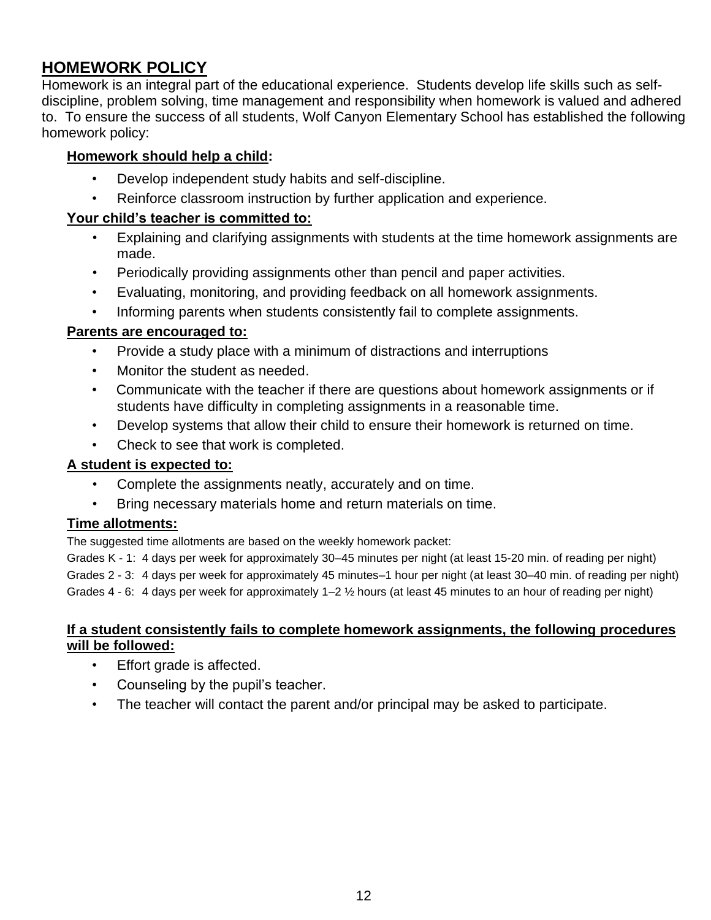## HOMEWORK POLICY

Homework is an integral part of the educational experience. Students develop life skills such as self-discipline, problem solving, time management and responsibility when homework is valued and adhered to. To ensure the success of all students, Wolf Canyon Elementary School has established the following homework policy:

**Homework should help a child:**

- Develop independent study habits and self-discipline.
- Reinforce classroom instruction by further application and experience.

**Your child's teacher is committed to:**

- Explaining and clarifying assignments with students at the time homework assignments are made.
- Periodically providing assignments other than pencil and paper activities.
- Evaluating, monitoring, and providing feedback on all homework assignments.
- Informing parents when students consistently fail to complete assignments.

**Parents are encouraged to:**

- Provide a study place with a minimum of distractions and interruptions
- Monitor the student as needed.
- Communicate with the teacher if there are questions about homework assignments or if students have difficulty in completing assignments in a reasonable time.
- Develop systems that allow their child to ensure their homework is returned on time.
- Check to see that work is completed.

**A student is expected to:**

- Complete the assignments neatly, accurately and on time.
- Bring necessary materials home and return materials on time.

**Time allotments:**

The suggested time allotments are based on the weekly homework packet:

Grades K - 1: 4 days per week for approximately 30–45 minutes per night (at least 15-20 min. of reading per night)

Grades 2 - 3: 4 days per week for approximately 45 minutes–1 hour per night (at least 30–40 min. of reading per night)

Grades 4 - 6: 4 days per week for approximately 1–2 ½ hours (at least 45 minutes to an hour of reading per night)

**If a student consistently fails to complete homework assignments, the following procedures will be followed:**

- Effort grade is affected.
- Counseling by the pupil's teacher.
- The teacher will contact the parent and/or principal may be asked to participate.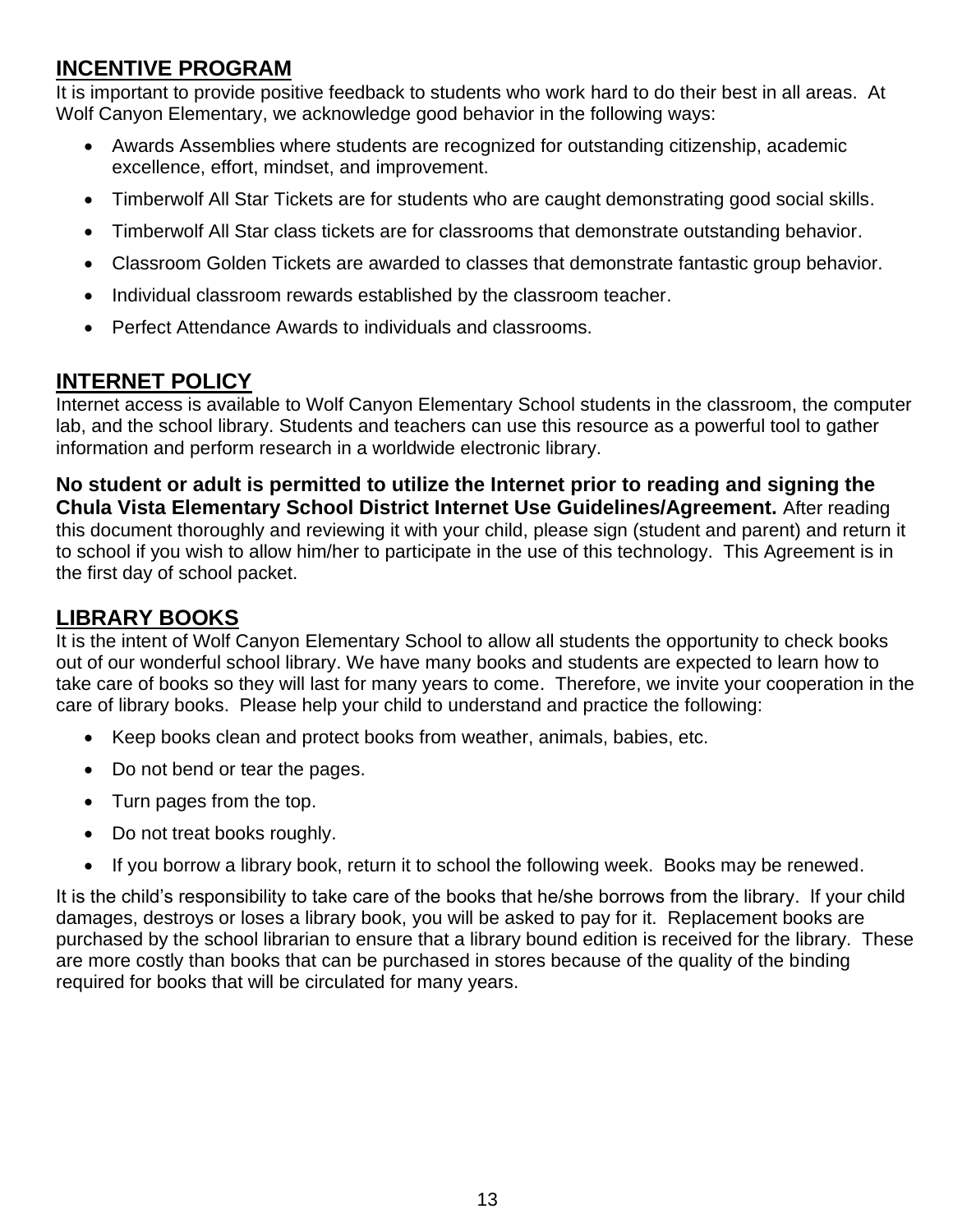## INCENTIVE PROGRAM

It is important to provide positive feedback to students who work hard to do their best in all areas. At Wolf Canyon Elementary, we acknowledge good behavior in the following ways:

- Awards Assemblies where students are recognized for outstanding citizenship, academic excellence, effort, mindset, and improvement.
- Timberwolf All Star Tickets are for students who are caught demonstrating good social skills.
- Timberwolf All Star class tickets are for classrooms that demonstrate outstanding behavior.
- Classroom Golden Tickets are awarded to classes that demonstrate fantastic group behavior.
- Individual classroom rewards established by the classroom teacher.
- Perfect Attendance Awards to individuals and classrooms.

## INTERNET POLICY

Internet access is available to Wolf Canyon Elementary School students in the classroom, the computer lab, and the school library. Students and teachers can use this resource as a powerful tool to gather information and perform research in a worldwide electronic library.

**No student or adult is permitted to utilize the Internet prior to reading and signing the Chula Vista Elementary School District Internet Use Guidelines/Agreement.** After reading this document thoroughly and reviewing it with your child, please sign (student and parent) and return it to school if you wish to allow him/her to participate in the use of this technology. This Agreement is in the first day of school packet.

## LIBRARY BOOKS

It is the intent of Wolf Canyon Elementary School to allow all students the opportunity to check books out of our wonderful school library. We have many books and students are expected to learn how to take care of books so they will last for many years to come. Therefore, we invite your cooperation in the care of library books. Please help your child to understand and practice the following:

- Keep books clean and protect books from weather, animals, babies, etc.
- Do not bend or tear the pages.
- Turn pages from the top.
- Do not treat books roughly.
- If you borrow a library book, return it to school the following week. Books may be renewed.

It is the child's responsibility to take care of the books that he/she borrows from the library. If your child damages, destroys or loses a library book, you will be asked to pay for it. Replacement books are purchased by the school librarian to ensure that a library bound edition is received for the library. These are more costly than books that can be purchased in stores because of the quality of the binding required for books that will be circulated for many years.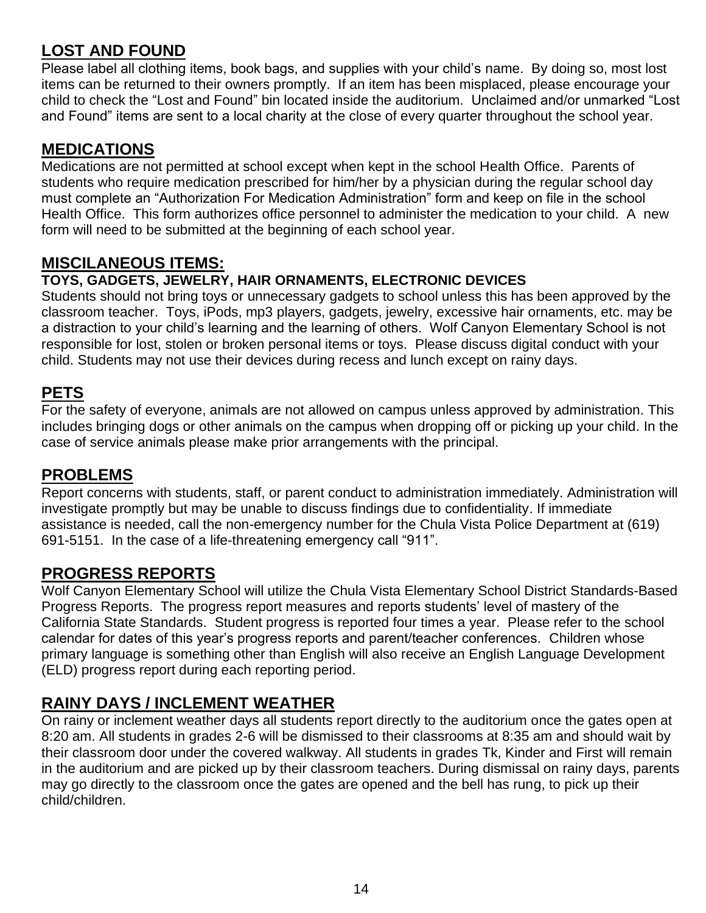## LOST AND FOUND

Please label all clothing items, book bags, and supplies with your child's name. By doing so, most lost items can be returned to their owners promptly. If an item has been misplaced, please encourage your child to check the "Lost and Found" bin located inside the auditorium. Unclaimed and/or unmarked "Lost and Found" items are sent to a local charity at the close of every quarter throughout the school year.

## MEDICATIONS

Medications are not permitted at school except when kept in the school Health Office. Parents of students who require medication prescribed for him/her by a physician during the regular school day must complete an "Authorization For Medication Administration" form and keep on file in the school Health Office. This form authorizes office personnel to administer the medication to your child. A new form will need to be submitted at the beginning of each school year.

## MISCILANEOUS ITEMS:

**TOYS, GADGETS, JEWELRY, HAIR ORNAMENTS, ELECTRONIC DEVICES**

Students should not bring toys or unnecessary gadgets to school unless this has been approved by the classroom teacher. Toys, iPods, mp3 players, gadgets, jewelry, excessive hair ornaments, etc. may be a distraction to your child's learning and the learning of others. Wolf Canyon Elementary School is not responsible for lost, stolen or broken personal items or toys. Please discuss digital conduct with your child. Students may not use their devices during recess and lunch except on rainy days.

## PETS

For the safety of everyone, animals are not allowed on campus unless approved by administration. This includes bringing dogs or other animals on the campus when dropping off or picking up your child. In the case of service animals please make prior arrangements with the principal.

## PROBLEMS

Report concerns with students, staff, or parent conduct to administration immediately. Administration will investigate promptly but may be unable to discuss findings due to confidentiality. If immediate assistance is needed, call the non-emergency number for the Chula Vista Police Department at (619) 691-5151. In the case of a life-threatening emergency call "911".

## PROGRESS REPORTS

Wolf Canyon Elementary School will utilize the Chula Vista Elementary School District Standards-Based Progress Reports. The progress report measures and reports students' level of mastery of the California State Standards. Student progress is reported four times a year. Please refer to the school calendar for dates of this year's progress reports and parent/teacher conferences. Children whose primary language is something other than English will also receive an English Language Development (ELD) progress report during each reporting period.

## RAINY DAYS / INCLEMENT WEATHER

On rainy or inclement weather days all students report directly to the auditorium once the gates open at 8:20 am. All students in grades 2-6 will be dismissed to their classrooms at 8:35 am and should wait by their classroom door under the covered walkway. All students in grades Tk, Kinder and First will remain in the auditorium and are picked up by their classroom teachers. During dismissal on rainy days, parents may go directly to the classroom once the gates are opened and the bell has rung, to pick up their child/children.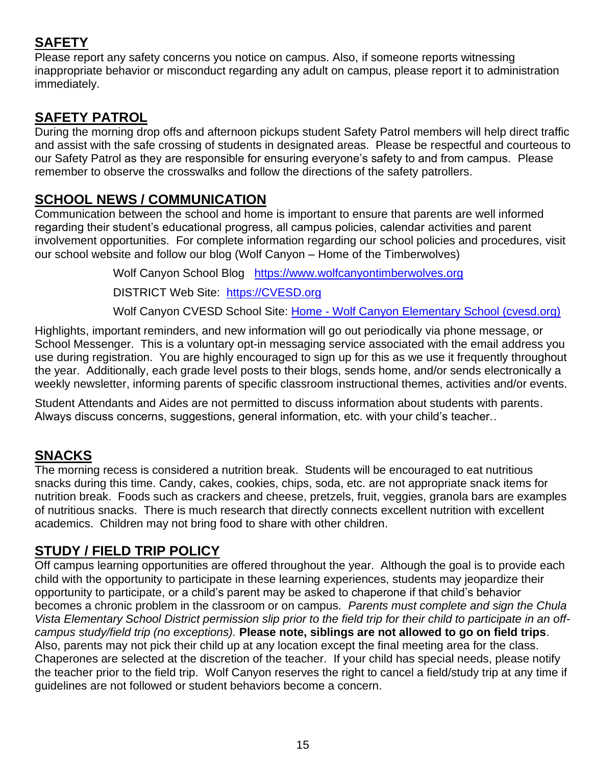## SAFETY

Please report any safety concerns you notice on campus. Also, if someone reports witnessing inappropriate behavior or misconduct regarding any adult on campus, please report it to administration immediately.

## SAFETY PATROL

During the morning drop offs and afternoon pickups student Safety Patrol members will help direct traffic and assist with the safe crossing of students in designated areas. Please be respectful and courteous to our Safety Patrol as they are responsible for ensuring everyone's safety to and from campus. Please remember to observe the crosswalks and follow the directions of the safety patrollers.

## SCHOOL NEWS / COMMUNICATION

Communication between the school and home is important to ensure that parents are well informed regarding their student's educational progress, all campus policies, calendar activities and parent involvement opportunities. For complete information regarding our school policies and procedures, visit our school website and follow our blog (Wolf Canyon – Home of the Timberwolves)

Wolf Canyon School Blog [https://www.wolfcanyontimberwolves.org](https://www.wolfcanyontimberwolves.org)

DISTRICT Web Site: [https://CVESD.org](https://CVESD.org)

Wolf Canyon CVESD School Site: Home - Wolf Canyon Elementary School (cvesd.org)

Highlights, important reminders, and new information will go out periodically via phone message, or School Messenger. This is a voluntary opt-in messaging service associated with the email address you use during registration. You are highly encouraged to sign up for this as we use it frequently throughout the year. Additionally, each grade level posts to their blogs, sends home, and/or sends electronically a weekly newsletter, informing parents of specific classroom instructional themes, activities and/or events.

Student Attendants and Aides are not permitted to discuss information about students with parents. Always discuss concerns, suggestions, general information, etc. with your child's teacher..

## SNACKS

The morning recess is considered a nutrition break. Students will be encouraged to eat nutritious snacks during this time. Candy, cakes, cookies, chips, soda, etc. are not appropriate snack items for nutrition break. Foods such as crackers and cheese, pretzels, fruit, veggies, granola bars are examples of nutritious snacks. There is much research that directly connects excellent nutrition with excellent academics. Children may not bring food to share with other children.

## STUDY / FIELD TRIP POLICY

Off campus learning opportunities are offered throughout the year. Although the goal is to provide each child with the opportunity to participate in these learning experiences, students may jeopardize their opportunity to participate, or a child's parent may be asked to chaperone if that child's behavior becomes a chronic problem in the classroom or on campus. *Parents must complete and sign the Chula Vista Elementary School District permission slip prior to the field trip for their child to participate in an off-campus study/field trip (no exceptions).* **Please note, siblings are not allowed to go on field trips**. Also, parents may not pick their child up at any location except the final meeting area for the class. Chaperones are selected at the discretion of the teacher. If your child has special needs, please notify the teacher prior to the field trip. Wolf Canyon reserves the right to cancel a field/study trip at any time if guidelines are not followed or student behaviors become a concern.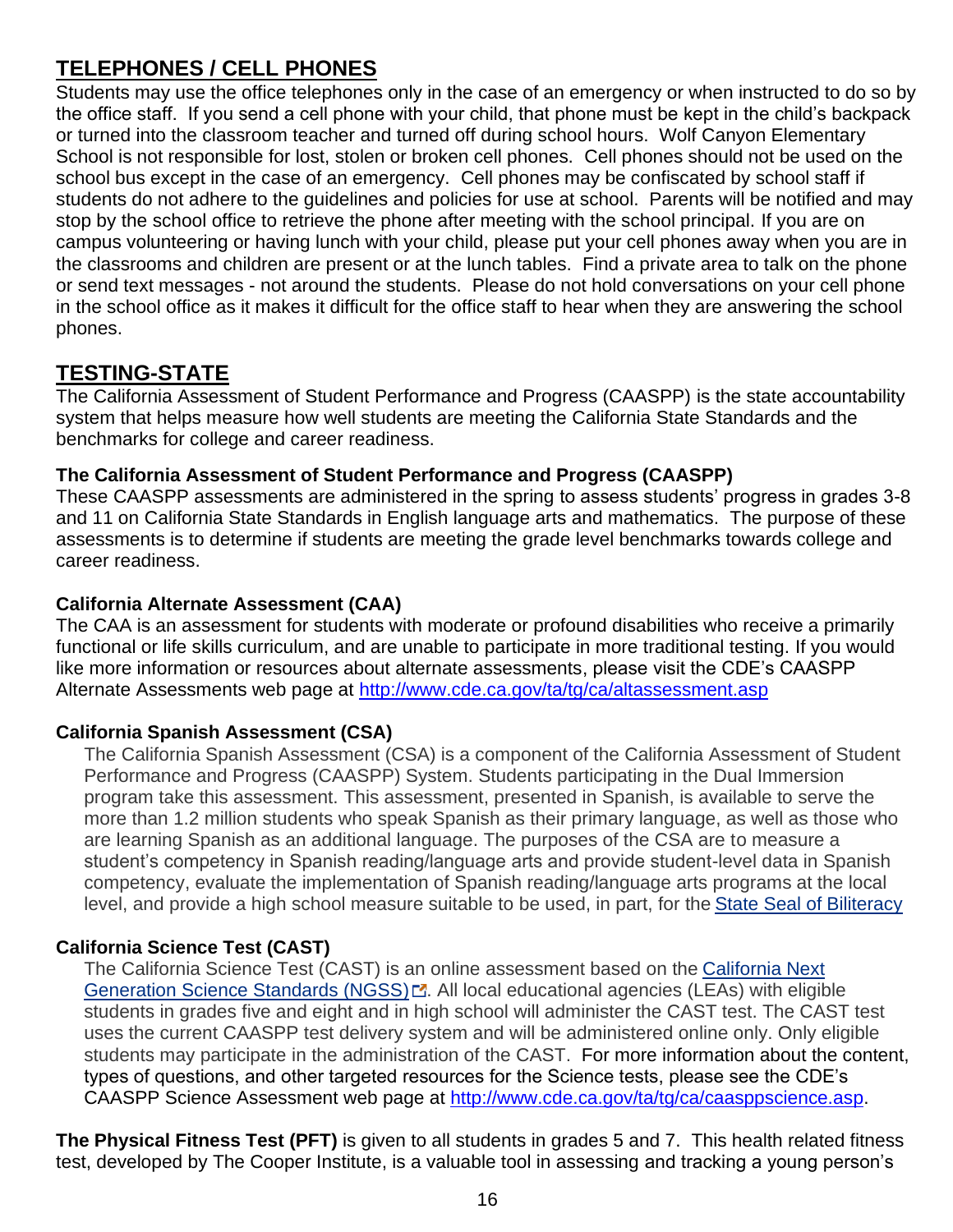## TELEPHONES / CELL PHONES

Students may use the office telephones only in the case of an emergency or when instructed to do so by the office staff. If you send a cell phone with your child, that phone must be kept in the child's backpack or turned into the classroom teacher and turned off during school hours. Wolf Canyon Elementary School is not responsible for lost, stolen or broken cell phones. Cell phones should not be used on the school bus except in the case of an emergency. Cell phones may be confiscated by school staff if students do not adhere to the guidelines and policies for use at school. Parents will be notified and may stop by the school office to retrieve the phone after meeting with the school principal. If you are on campus volunteering or having lunch with your child, please put your cell phones away when you are in the classrooms and children are present or at the lunch tables. Find a private area to talk on the phone or send text messages - not around the students. Please do not hold conversations on your cell phone in the school office as it makes it difficult for the office staff to hear when they are answering the school phones.

## TESTING-STATE

The California Assessment of Student Performance and Progress (CAASPP) is the state accountability system that helps measure how well students are meeting the California State Standards and the benchmarks for college and career readiness.

**The California Assessment of Student Performance and Progress (CAASPP)**

These CAASPP assessments are administered in the spring to assess students' progress in grades 3-8 and 11 on California State Standards in English language arts and mathematics. The purpose of these assessments is to determine if students are meeting the grade level benchmarks towards college and career readiness.

**California Alternate Assessment (CAA)**

The CAA is an assessment for students with moderate or profound disabilities who receive a primarily functional or life skills curriculum, and are unable to participate in more traditional testing. If you would like more information or resources about alternate assessments, please visit the CDE's CAASPP Alternate Assessments web page at http://www.cde.ca.gov/ta/tg/ca/altassessment.asp

**California Spanish Assessment (CSA)**

The California Spanish Assessment (CSA) is a component of the California Assessment of Student Performance and Progress (CAASPP) System. Students participating in the Dual Immersion program take this assessment. This assessment, presented in Spanish, is available to serve the more than 1.2 million students who speak Spanish as their primary language, as well as those who are learning Spanish as an additional language. The purposes of the CSA are to measure a student's competency in Spanish reading/language arts and provide student-level data in Spanish competency, evaluate the implementation of Spanish reading/language arts programs at the local level, and provide a high school measure suitable to be used, in part, for the State Seal of Biliteracy

**California Science Test (CAST)**

The California Science Test (CAST) is an online assessment based on the California Next Generation Science Standards (NGSS). All local educational agencies (LEAs) with eligible students in grades five and eight and in high school will administer the CAST test. The CAST test uses the current CAASPP test delivery system and will be administered online only. Only eligible students may participate in the administration of the CAST. For more information about the content, types of questions, and other targeted resources for the Science tests, please see the CDE's CAASPP Science Assessment web page at http://www.cde.ca.gov/ta/tg/ca/caasppscience.asp.

**The Physical Fitness Test (PFT)** is given to all students in grades 5 and 7. This health related fitness test, developed by The Cooper Institute, is a valuable tool in assessing and tracking a young person's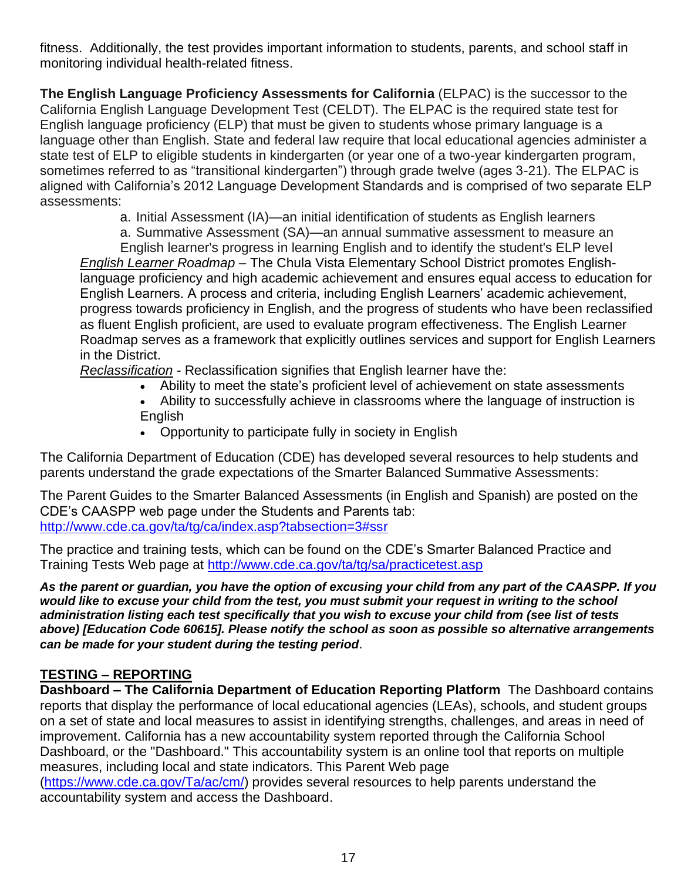fitness. Additionally, the test provides important information to students, parents, and school staff in monitoring individual health-related fitness.

**The English Language Proficiency Assessments for California** (ELPAC) is the successor to the California English Language Development Test (CELDT). The ELPAC is the required state test for English language proficiency (ELP) that must be given to students whose primary language is a language other than English. State and federal law require that local educational agencies administer a state test of ELP to eligible students in kindergarten (or year one of a two-year kindergarten program, sometimes referred to as "transitional kindergarten") through grade twelve (ages 3-21). The ELPAC is aligned with California's 2012 Language Development Standards and is comprised of two separate ELP assessments:

a. Initial Assessment (IA)—an initial identification of students as English learners

a. Summative Assessment (SA)—an annual summative assessment to measure an English learner's progress in learning English and to identify the student's ELP level

*English Learner Roadmap* – The Chula Vista Elementary School District promotes English-language proficiency and high academic achievement and ensures equal access to education for English Learners. A process and criteria, including English Learners' academic achievement, progress towards proficiency in English, and the progress of students who have been reclassified as fluent English proficient, are used to evaluate program effectiveness. The English Learner Roadmap serves as a framework that explicitly outlines services and support for English Learners in the District.

*Reclassification* - Reclassification signifies that English learner have the:

- Ability to meet the state's proficient level of achievement on state assessments
- Ability to successfully achieve in classrooms where the language of instruction is English
- Opportunity to participate fully in society in English

The California Department of Education (CDE) has developed several resources to help students and parents understand the grade expectations of the Smarter Balanced Summative Assessments:

The Parent Guides to the Smarter Balanced Assessments (in English and Spanish) are posted on the CDE's CAASPP web page under the Students and Parents tab: http://www.cde.ca.gov/ta/tg/ca/index.asp?tabsection=3#ssr

The practice and training tests, which can be found on the CDE's Smarter Balanced Practice and Training Tests Web page at http://www.cde.ca.gov/ta/tg/sa/practicetest.asp

***As the parent or guardian, you have the option of excusing your child from any part of the CAASPP. If you would like to excuse your child from the test, you must submit your request in writing to the school administration listing each test specifically that you wish to excuse your child from (see list of tests above) [Education Code 60615]. Please notify the school as soon as possible so alternative arrangements can be made for your student during the testing period***.

## TESTING – REPORTING

**Dashboard – The California Department of Education Reporting Platform** The Dashboard contains reports that display the performance of local educational agencies (LEAs), schools, and student groups on a set of state and local measures to assist in identifying strengths, challenges, and areas in need of improvement. California has a new accountability system reported through the California School Dashboard, or the "Dashboard." This accountability system is an online tool that reports on multiple measures, including local and state indicators. This Parent Web page (https://www.cde.ca.gov/Ta/ac/cm/) provides several resources to help parents understand the accountability system and access the Dashboard.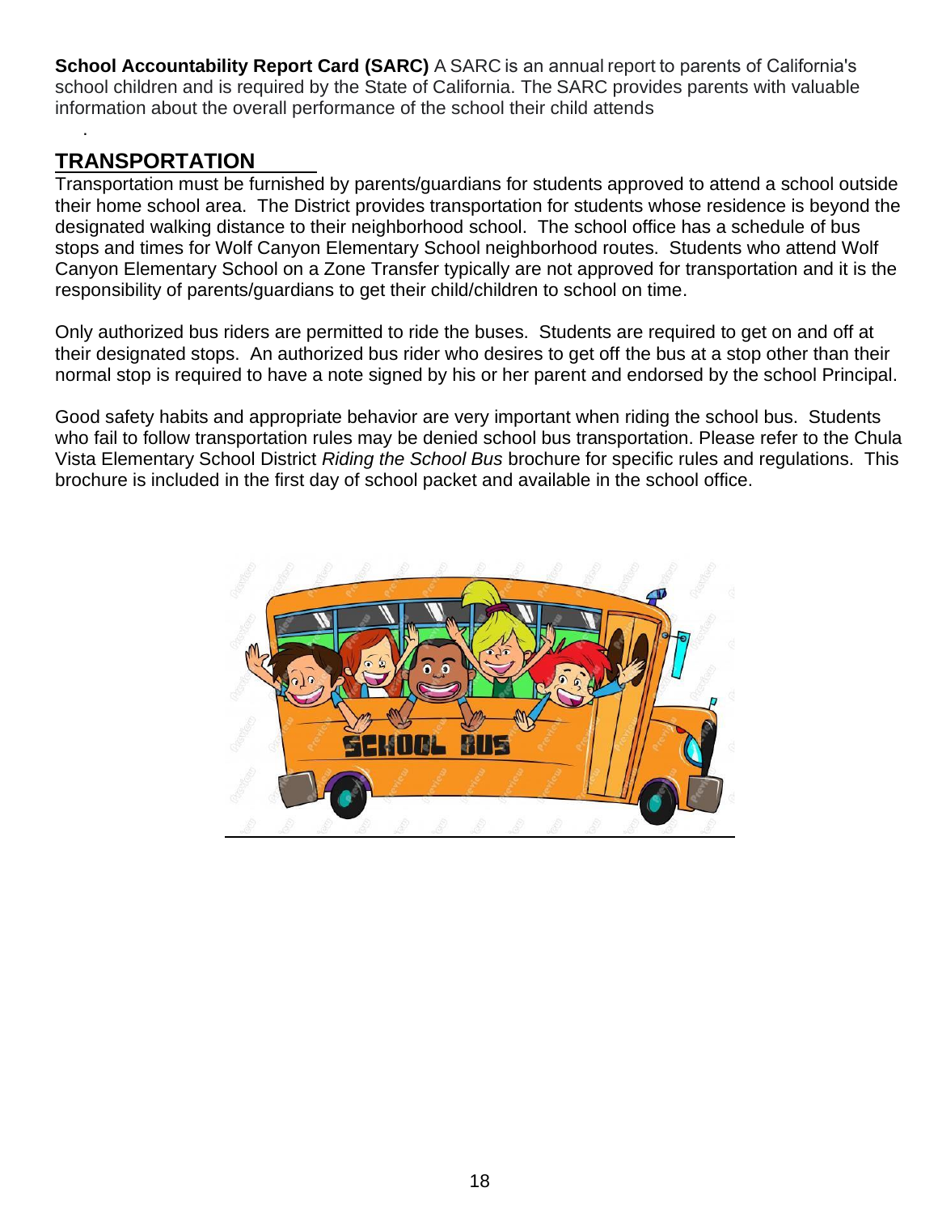**School Accountability Report Card (SARC)** A SARC is an annual report to parents of California's school children and is required by the State of California. The SARC provides parents with valuable information about the overall performance of the school their child attends

.

## TRANSPORTATION

Transportation must be furnished by parents/guardians for students approved to attend a school outside their home school area. The District provides transportation for students whose residence is beyond the designated walking distance to their neighborhood school. The school office has a schedule of bus stops and times for Wolf Canyon Elementary School neighborhood routes. Students who attend Wolf Canyon Elementary School on a Zone Transfer typically are not approved for transportation and it is the responsibility of parents/guardians to get their child/children to school on time.

Only authorized bus riders are permitted to ride the buses. Students are required to get on and off at their designated stops. An authorized bus rider who desires to get off the bus at a stop other than their normal stop is required to have a note signed by his or her parent and endorsed by the school Principal.

Good safety habits and appropriate behavior are very important when riding the school bus. Students who fail to follow transportation rules may be denied school bus transportation. Please refer to the Chula Vista Elementary School District *Riding the School Bus* brochure for specific rules and regulations. This brochure is included in the first day of school packet and available in the school office.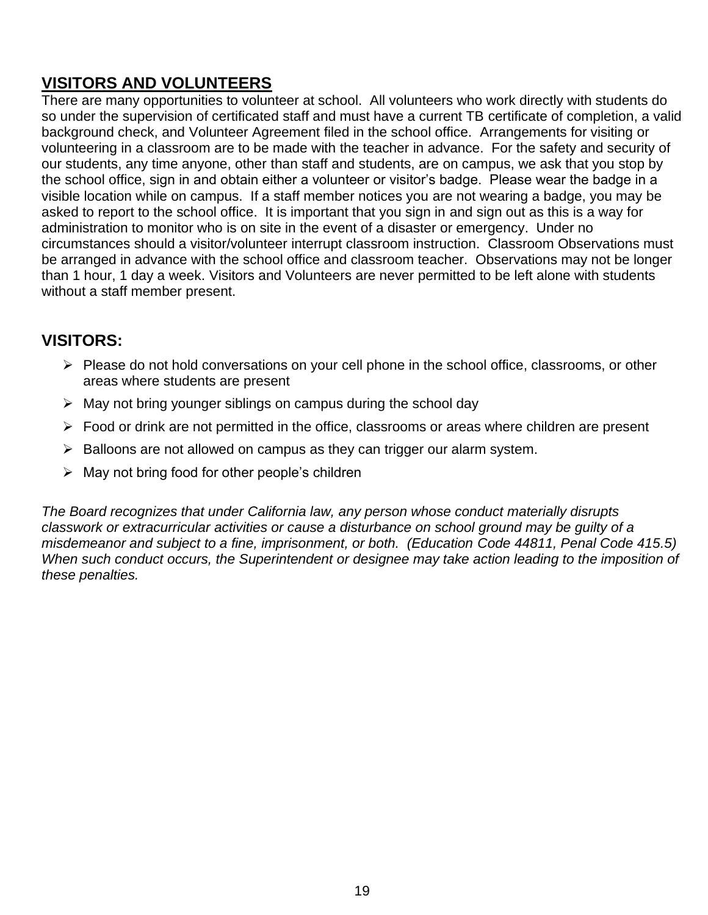## VISITORS AND VOLUNTEERS

There are many opportunities to volunteer at school. All volunteers who work directly with students do so under the supervision of certificated staff and must have a current TB certificate of completion, a valid background check, and Volunteer Agreement filed in the school office. Arrangements for visiting or volunteering in a classroom are to be made with the teacher in advance. For the safety and security of our students, any time anyone, other than staff and students, are on campus, we ask that you stop by the school office, sign in and obtain either a volunteer or visitor's badge. Please wear the badge in a visible location while on campus. If a staff member notices you are not wearing a badge, you may be asked to report to the school office. It is important that you sign in and sign out as this is a way for administration to monitor who is on site in the event of a disaster or emergency. Under no circumstances should a visitor/volunteer interrupt classroom instruction. Classroom Observations must be arranged in advance with the school office and classroom teacher. Observations may not be longer than 1 hour, 1 day a week. Visitors and Volunteers are never permitted to be left alone with students without a staff member present.

## VISITORS:

- Please do not hold conversations on your cell phone in the school office, classrooms, or other areas where students are present
- May not bring younger siblings on campus during the school day
- Food or drink are not permitted in the office, classrooms or areas where children are present
- Balloons are not allowed on campus as they can trigger our alarm system.
- May not bring food for other people's children

*The Board recognizes that under California law, any person whose conduct materially disrupts classwork or extracurricular activities or cause a disturbance on school ground may be guilty of a misdemeanor and subject to a fine, imprisonment, or both. (Education Code 44811, Penal Code 415.5) When such conduct occurs, the Superintendent or designee may take action leading to the imposition of these penalties.*